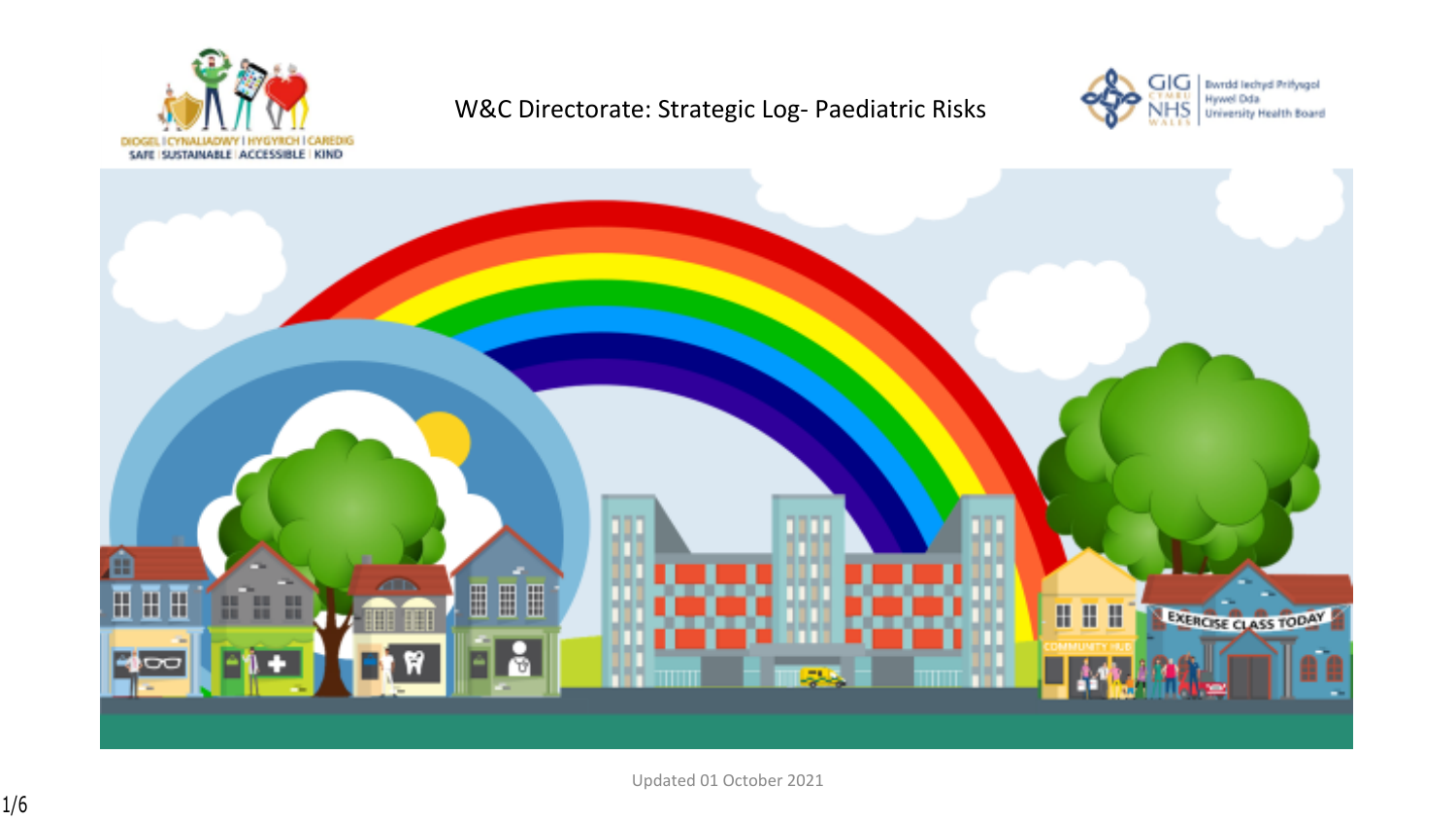# W&C Directorate: Strategic Log- Paediatric Risks

Updated 01 October 2021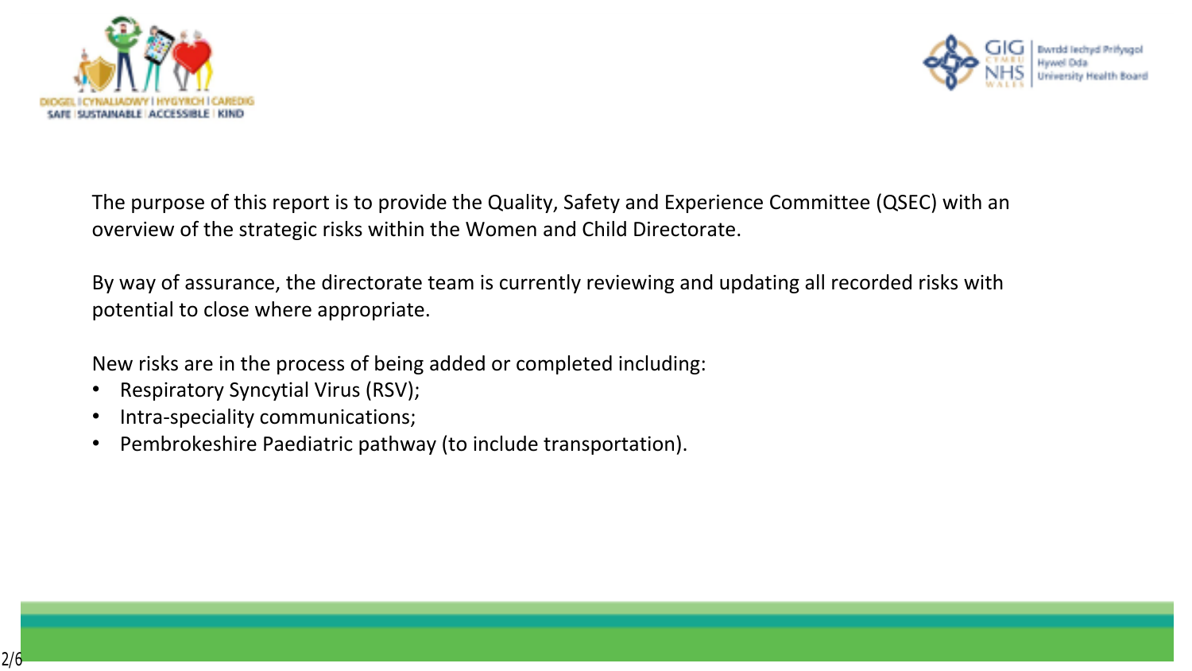The purpose of this report is to provide the Quality, Safety and Experience Committee (QSEC) with an overview of the strategic risks within the Women and Child Directorate.

By way of assurance, the directorate team is currently reviewing and updating all recorded risks with potential to close where appropriate.

New risks are in the process of being added or completed including:

- Respiratory Syncytial Virus (RSV);
- Intra-speciality communications;
- Pembrokeshire Paediatric pathway (to include transportation).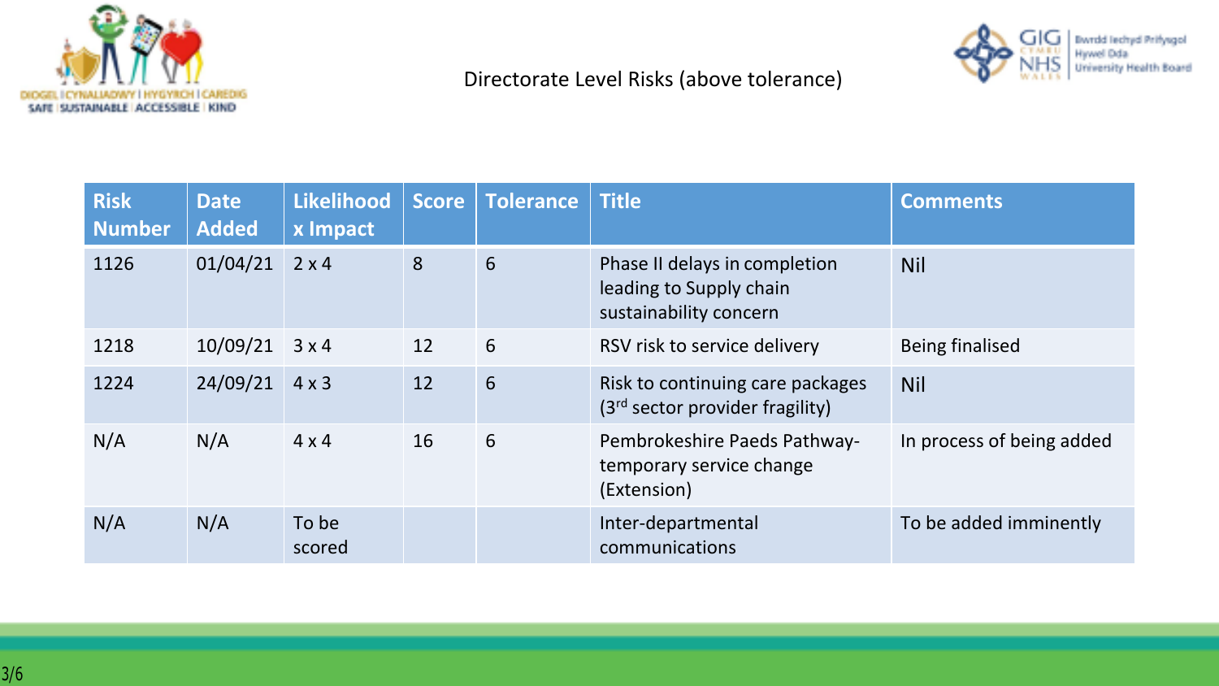# Directorate Level Risks (above tolerance)

| Risk Number | Date Added | Likelihood x Impact | Score | Tolerance | Title | Comments |
|---|---|---|---|---|---|---|
| 1126 | 01/04/21 | 2 x 4 | 8 | 6 | Phase II delays in completion leading to Supply chain sustainability concern | Nil |
| 1218 | 10/09/21 | 3 x 4 | 12 | 6 | RSV risk to service delivery | Being finalised |
| 1224 | 24/09/21 | 4 x 3 | 12 | 6 | Risk to continuing care packages (3rd sector provider fragility) | Nil |
| N/A | N/A | 4 x 4 | 16 | 6 | Pembrokeshire Paeds Pathway- temporary service change (Extension) | In process of being added |
| N/A | N/A | To be scored | | | Inter-departmental communications | To be added imminently |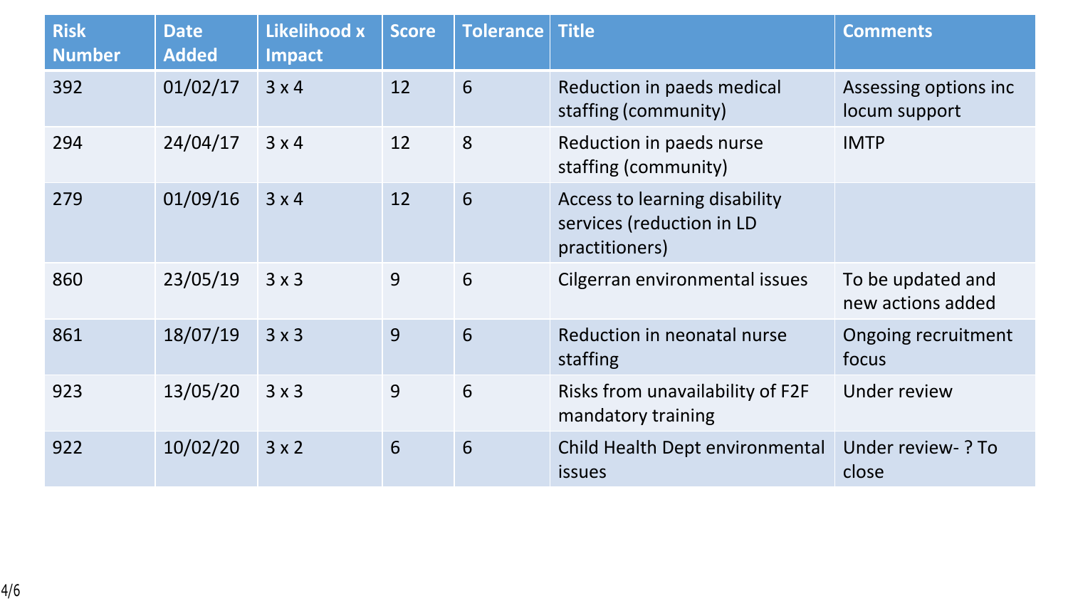| Risk Number | Date Added | Likelihood x Impact | Score | Tolerance | Title | Comments |
|---|---|---|---|---|---|---|
| 392 | 01/02/17 | 3 x 4 | 12 | 6 | Reduction in paeds medical staffing (community) | Assessing options inc locum support |
| 294 | 24/04/17 | 3 x 4 | 12 | 8 | Reduction in paeds nurse staffing (community) | IMTP |
| 279 | 01/09/16 | 3 x 4 | 12 | 6 | Access to learning disability services (reduction in LD practitioners) | |
| 860 | 23/05/19 | 3 x 3 | 9 | 6 | Cilgerran environmental issues | To be updated and new actions added |
| 861 | 18/07/19 | 3 x 3 | 9 | 6 | Reduction in neonatal nurse staffing | Ongoing recruitment focus |
| 923 | 13/05/20 | 3 x 3 | 9 | 6 | Risks from unavailability of F2F mandatory training | Under review |
| 922 | 10/02/20 | 3 x 2 | 6 | 6 | Child Health Dept environmental issues | Under review- ? To close |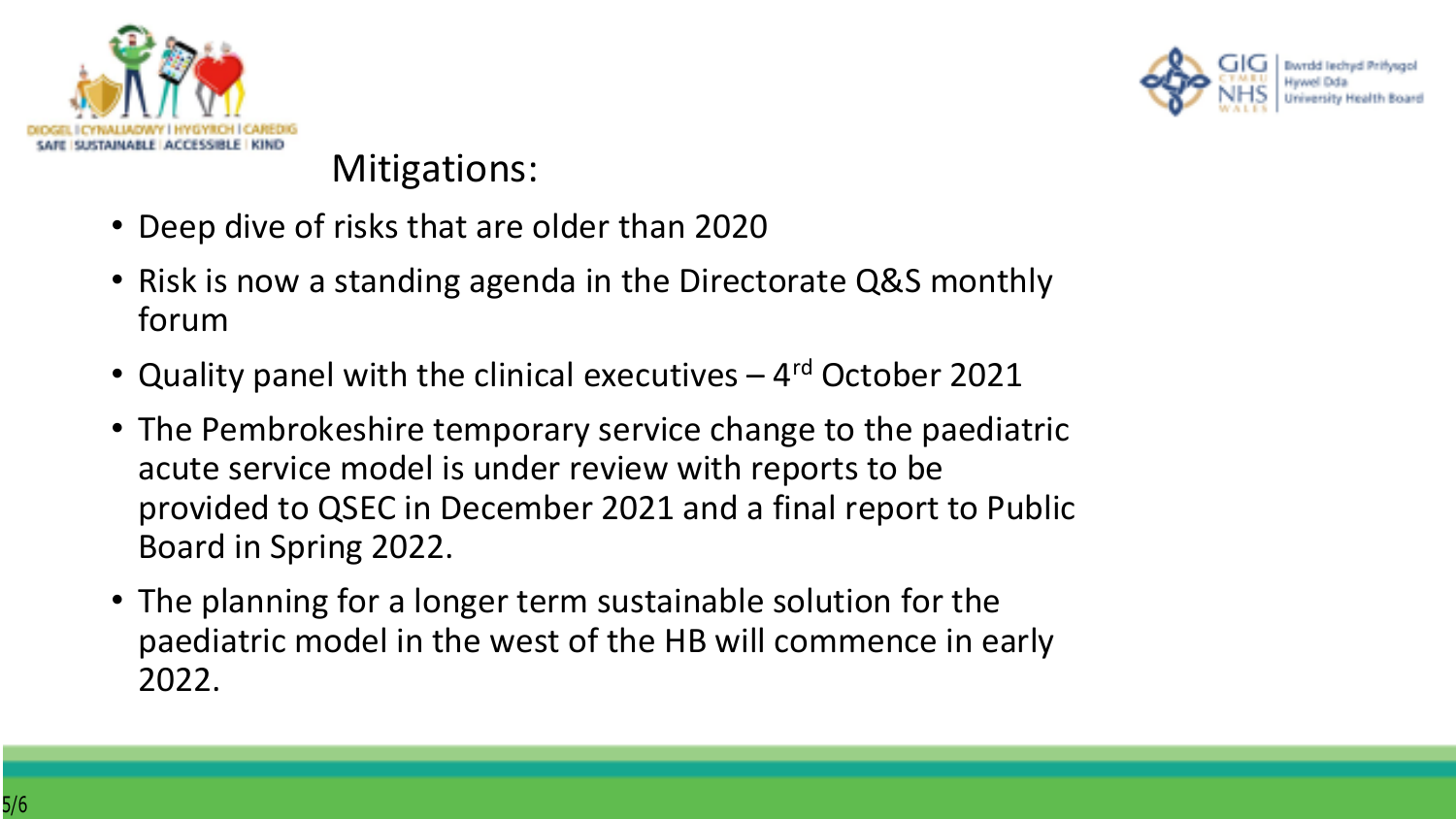## Mitigations:

- Deep dive of risks that are older than 2020
- Risk is now a standing agenda in the Directorate Q&S monthly forum
- Quality panel with the clinical executives – 4rd October 2021
- The Pembrokeshire temporary service change to the paediatric acute service model is under review with reports to be provided to QSEC in December 2021 and a final report to Public Board in Spring 2022.
- The planning for a longer term sustainable solution for the paediatric model in the west of the HB will commence in early 2022.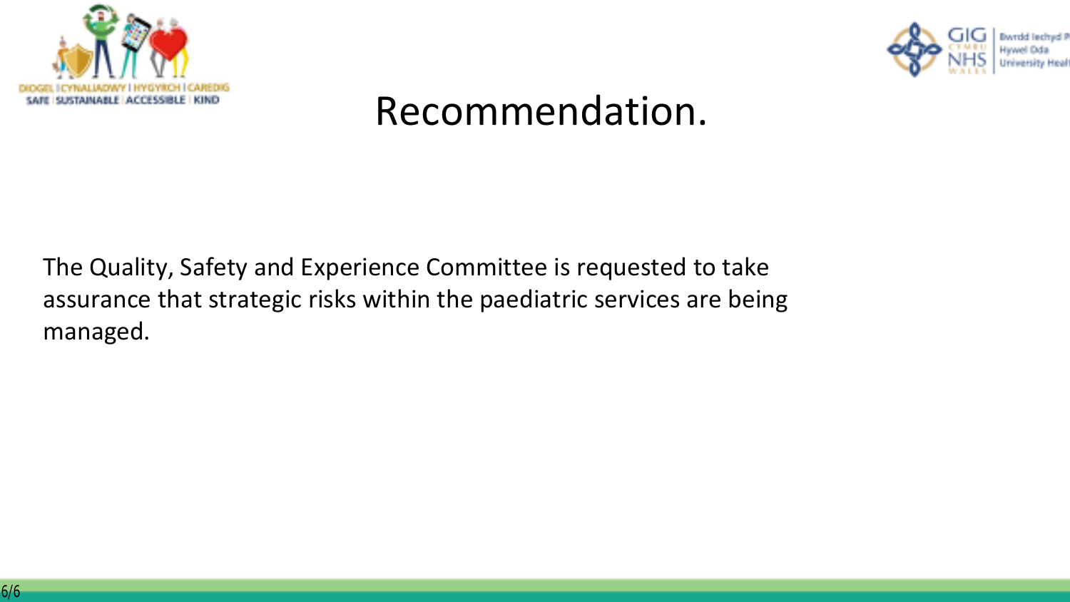# Recommendation.

The Quality, Safety and Experience Committee is requested to take assurance that strategic risks within the paediatric services are being managed.